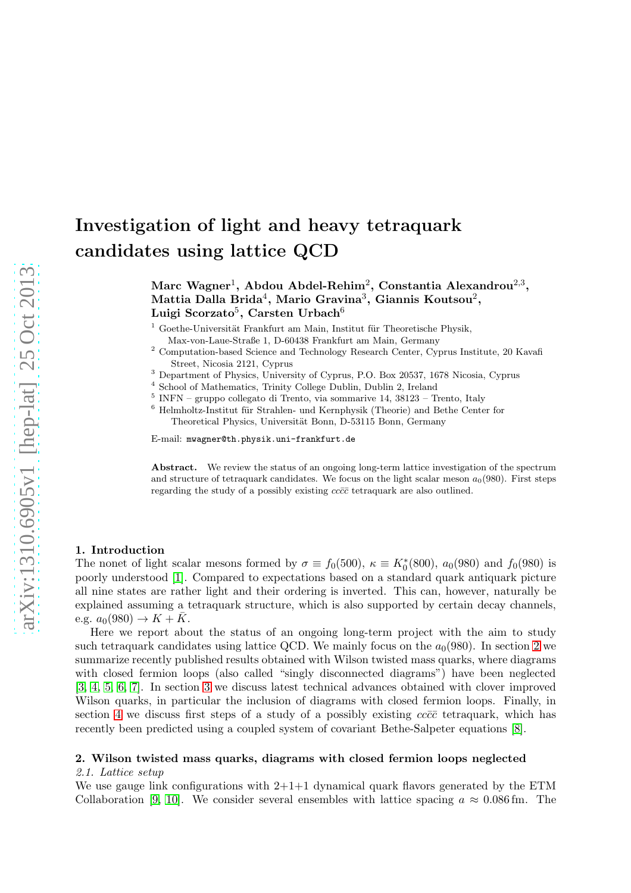# Investigation of light and heavy tetraquark candidates using lattice QCD

**Marc Wagner**[1], **Abdou Abdel-Rehim**[2], **Constantia Alexandrou**[2,3], **Mattia Dalla Brida**[4], **Mario Gravina**[3], **Giannis Koutsou**[2], **Luigi Scorzato**[5], **Carsten Urbach**[6]

[1] Goethe-Universität Frankfurt am Main, Institut für Theoretische Physik, Max-von-Laue-Straße 1, D-60438 Frankfurt am Main, Germany

[2] Computation-based Science and Technology Research Center, Cyprus Institute, 20 Kavafi Street, Nicosia 2121, Cyprus

[3] Department of Physics, University of Cyprus, P.O. Box 20537, 1678 Nicosia, Cyprus

[4] School of Mathematics, Trinity College Dublin, Dublin 2, Ireland

[5] INFN – gruppo collegato di Trento, via sommarive 14, 38123 – Trento, Italy

[6] Helmholtz-Institut für Strahlen- und Kernphysik (Theorie) and Bethe Center for Theoretical Physics, Universität Bonn, D-53115 Bonn, Germany

E-mail: `mwagner@th.physik.uni-frankfurt.de`

**Abstract.** We review the status of an ongoing long-term lattice investigation of the spectrum and structure of tetraquark candidates. We focus on the light scalar meson $a_0(980)$. First steps regarding the study of a possibly existing $cc\bar{c}\bar{c}$ tetraquark are also outlined.

## 1. Introduction

The nonet of light scalar mesons formed by $\sigma \equiv f_0(500)$, $\kappa \equiv K_0^*(800)$, $a_0(980)$ and $f_0(980)$ is poorly understood [1]. Compared to expectations based on a standard quark antiquark picture all nine states are rather light and their ordering is inverted. This can, however, naturally be explained assuming a tetraquark structure, which is also supported by certain decay channels, e.g. $a_0(980) \rightarrow K + \bar{K}$.

Here we report about the status of an ongoing long-term project with the aim to study such tetraquark candidates using lattice QCD. We mainly focus on the $a_0(980)$. In section 2 we summarize recently published results obtained with Wilson twisted mass quarks, where diagrams with closed fermion loops (also called "singly disconnected diagrams") have been neglected [3, 4, 5, 6, 7]. In section 3 we discuss latest technical advances obtained with clover improved Wilson quarks, in particular the inclusion of diagrams with closed fermion loops. Finally, in section 4 we discuss first steps of a study of a possibly existing $cc\bar{c}\bar{c}$ tetraquark, which has recently been predicted using a coupled system of covariant Bethe-Salpeter equations [8].

## 2. Wilson twisted mass quarks, diagrams with closed fermion loops neglected

### *2.1. Lattice setup*

We use gauge link configurations with 2+1+1 dynamical quark flavors generated by the ETM Collaboration [9, 10]. We consider several ensembles with lattice spacing $a \approx 0.086\,\text{fm}$. The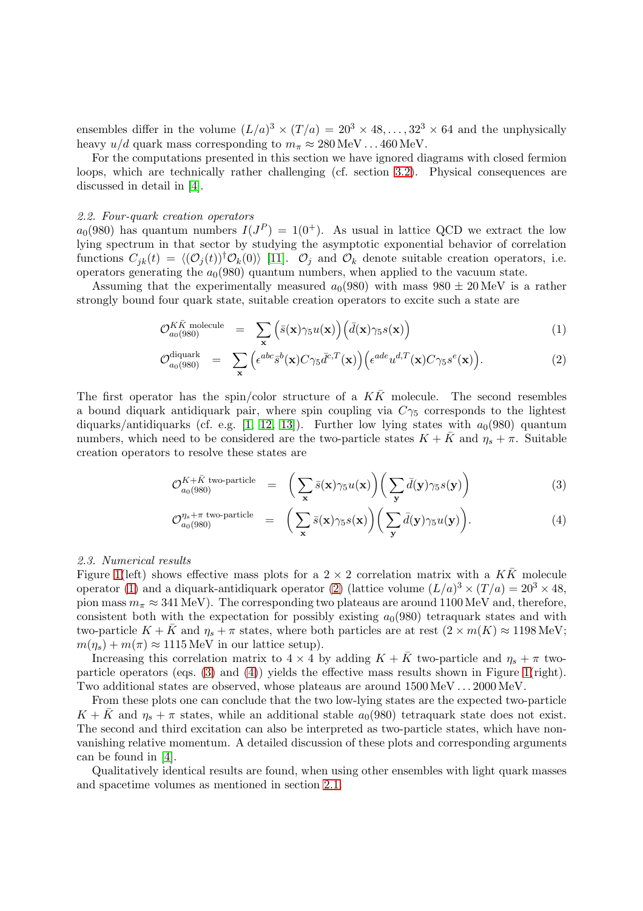ensembles differ in the volume $(L/a)^3 \times (T/a) = 20^3 \times 48, \ldots, 32^3 \times 64$ and the unphysically heavy $u/d$ quark mass corresponding to $m_\pi \approx 280\,\text{MeV} \ldots 460\,\text{MeV}$.

For the computations presented in this section we have ignored diagrams with closed fermion loops, which are technically rather challenging (cf. section 3.2). Physical consequences are discussed in detail in [4].

*2.2. Four-quark creation operators*

$a_0(980)$ has quantum numbers $I(J^P) = 1(0^+)$. As usual in lattice QCD we extract the low lying spectrum in that sector by studying the asymptotic exponential behavior of correlation functions $C_{jk}(t) = \langle (\mathcal{O}_j(t))^\dagger \mathcal{O}_k(0) \rangle$ [11]. $\mathcal{O}_j$ and $\mathcal{O}_k$ denote suitable creation operators, i.e. operators generating the $a_0(980)$ quantum numbers, when applied to the vacuum state.

Assuming that the experimentally measured $a_0(980)$ with mass $980 \pm 20\,\text{MeV}$ is a rather strongly bound four quark state, suitable creation operators to excite such a state are

$$\mathcal{O}_{a_0(980)}^{K\bar{K}\text{ molecule}} = \sum_{\mathbf{x}} \Big(\bar{s}(\mathbf{x}) \gamma_5 u(\mathbf{x})\Big) \Big(\bar{d}(\mathbf{x}) \gamma_5 s(\mathbf{x})\Big) \tag{1}$$

$$\mathcal{O}_{a_0(980)}^{\text{diquark}} = \sum_{\mathbf{x}} \Big(\epsilon^{abc} \bar{s}^b(\mathbf{x}) C\gamma_5 \bar{d}^{c,T}(\mathbf{x})\Big) \Big(\epsilon^{ade} u^{d,T}(\mathbf{x}) C\gamma_5 s^e(\mathbf{x})\Big). \tag{2}$$

The first operator has the spin/color structure of a $K\bar{K}$ molecule. The second resembles a bound diquark antidiquark pair, where spin coupling via $C\gamma_5$ corresponds to the lightest diquarks/antidiquarks (cf. e.g. [1, 12, 13]). Further low lying states with $a_0(980)$ quantum numbers, which need to be considered are the two-particle states $K + \bar{K}$ and $\eta_s + \pi$. Suitable creation operators to resolve these states are

$$\mathcal{O}_{a_0(980)}^{K+\bar{K}\text{ two-particle}} = \bigg(\sum_{\mathbf{x}} \bar{s}(\mathbf{x}) \gamma_5 u(\mathbf{x})\bigg) \bigg(\sum_{\mathbf{y}} \bar{d}(\mathbf{y}) \gamma_5 s(\mathbf{y})\bigg) \tag{3}$$

$$\mathcal{O}_{a_0(980)}^{\eta_s+\pi\text{ two-particle}} = \bigg(\sum_{\mathbf{x}} \bar{s}(\mathbf{x}) \gamma_5 s(\mathbf{x})\bigg) \bigg(\sum_{\mathbf{y}} \bar{d}(\mathbf{y}) \gamma_5 u(\mathbf{y})\bigg). \tag{4}$$

*2.3. Numerical results*

Figure 1(left) shows effective mass plots for a $2 \times 2$ correlation matrix with a $K\bar{K}$ molecule operator (1) and a diquark-antidiquark operator (2) (lattice volume $(L/a)^3 \times (T/a) = 20^3 \times 48$, pion mass $m_\pi \approx 341\,\text{MeV}$). The corresponding two plateaus are around $1100\,\text{MeV}$ and, therefore, consistent both with the expectation for possibly existing $a_0(980)$ tetraquark states and with two-particle $K + \bar{K}$ and $\eta_s + \pi$ states, where both particles are at rest ($2 \times m(K) \approx 1198\,\text{MeV}$; $m(\eta_s) + m(\pi) \approx 1115\,\text{MeV}$ in our lattice setup).

Increasing this correlation matrix to $4 \times 4$ by adding $K + \bar{K}$ two-particle and $\eta_s + \pi$ two-particle operators (eqs. (3) and (4)) yields the effective mass results shown in Figure 1(right). Two additional states are observed, whose plateaus are around $1500\,\text{MeV} \ldots 2000\,\text{MeV}$.

From these plots one can conclude that the two low-lying states are the expected two-particle $K + \bar{K}$ and $\eta_s + \pi$ states, while an additional stable $a_0(980)$ tetraquark state does not exist. The second and third excitation can also be interpreted as two-particle states, which have non-vanishing relative momentum. A detailed discussion of these plots and corresponding arguments can be found in [4].

Qualitatively identical results are found, when using other ensembles with light quark masses and spacetime volumes as mentioned in section 2.1.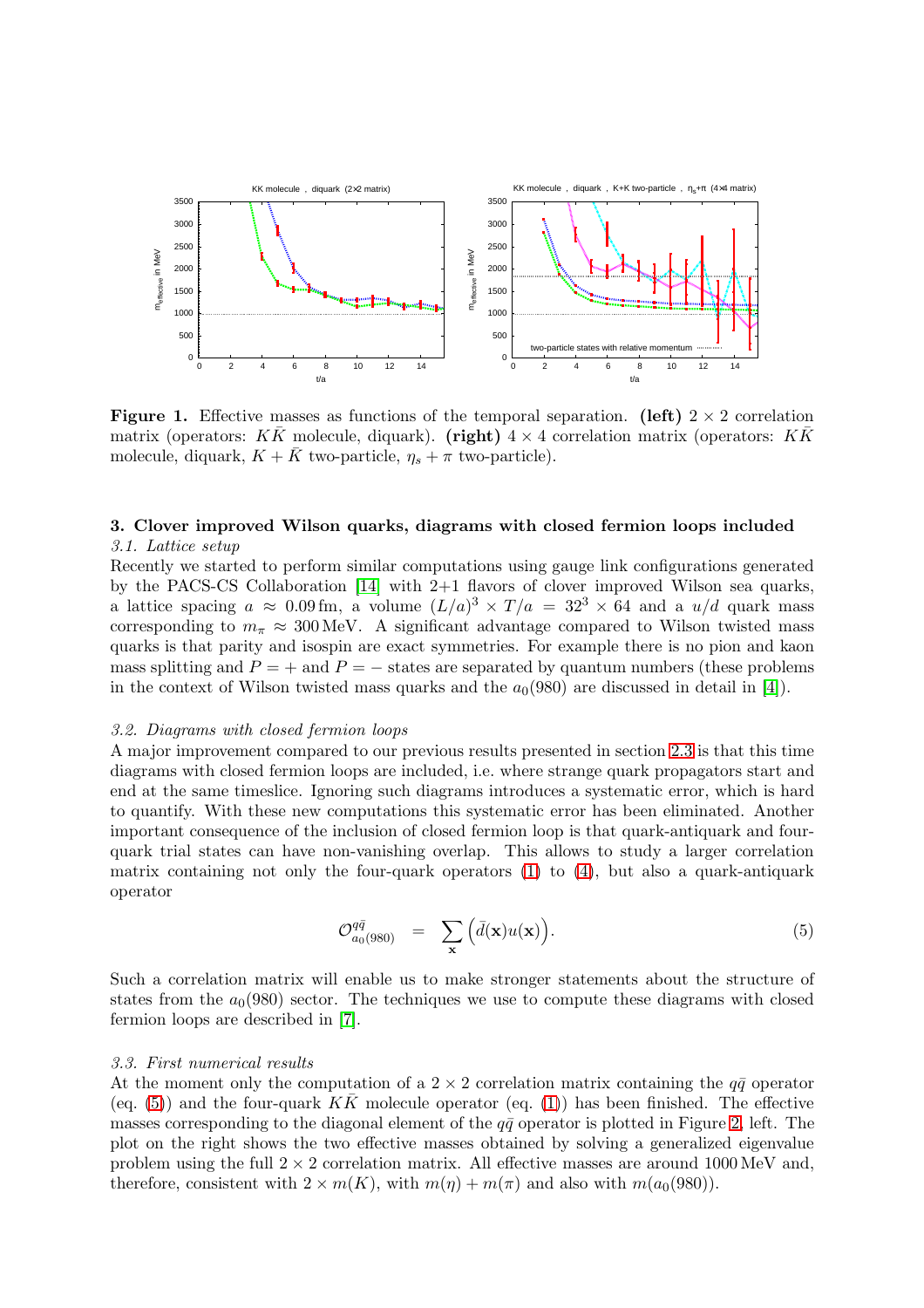**Figure 1.** Effective masses as functions of the temporal separation. **(left)** $2 \times 2$ correlation matrix (operators: $K\bar{K}$ molecule, diquark). **(right)** $4 \times 4$ correlation matrix (operators: $K\bar{K}$ molecule, diquark, $K + \bar{K}$ two-particle, $\eta_s + \pi$ two-particle).

### 3. Clover improved Wilson quarks, diagrams with closed fermion loops included

#### *3.1. Lattice setup*

Recently we started to perform similar computations using gauge link configurations generated by the PACS-CS Collaboration [14] with 2+1 flavors of clover improved Wilson sea quarks, a lattice spacing $a \approx 0.09\,\mathrm{fm}$, a volume $(L/a)^3 \times T/a = 32^3 \times 64$ and a $u/d$ quark mass corresponding to $m_\pi \approx 300\,\mathrm{MeV}$. A significant advantage compared to Wilson twisted mass quarks is that parity and isospin are exact symmetries. For example there is no pion and kaon mass splitting and $P = +$ and $P = -$ states are separated by quantum numbers (these problems in the context of Wilson twisted mass quarks and the $a_0(980)$ are discussed in detail in [4]).

#### *3.2. Diagrams with closed fermion loops*

A major improvement compared to our previous results presented in section 2.3 is that this time diagrams with closed fermion loops are included, i.e. where strange quark propagators start and end at the same timeslice. Ignoring such diagrams introduces a systematic error, which is hard to quantify. With these new computations this systematic error has been eliminated. Another important consequence of the inclusion of closed fermion loop is that quark-antiquark and four-quark trial states can have non-vanishing overlap. This allows to study a larger correlation matrix containing not only the four-quark operators (1) to (4), but also a quark-antiquark operator

$$\mathcal{O}^{q\bar{q}}_{a_0(980)} \quad = \quad \sum_{\mathbf{x}} \Big(\bar{d}(\mathbf{x}) u(\mathbf{x})\Big). \tag{5}$$

Such a correlation matrix will enable us to make stronger statements about the structure of states from the $a_0(980)$ sector. The techniques we use to compute these diagrams with closed fermion loops are described in [7].

#### *3.3. First numerical results*

At the moment only the computation of a $2 \times 2$ correlation matrix containing the $q\bar{q}$ operator (eq. (5)) and the four-quark $K\bar{K}$ molecule operator (eq. (1)) has been finished. The effective masses corresponding to the diagonal element of the $q\bar{q}$ operator is plotted in Figure 2, left. The plot on the right shows the two effective masses obtained by solving a generalized eigenvalue problem using the full $2 \times 2$ correlation matrix. All effective masses are around 1000 MeV and, therefore, consistent with $2 \times m(K)$, with $m(\eta) + m(\pi)$ and also with $m(a_0(980))$.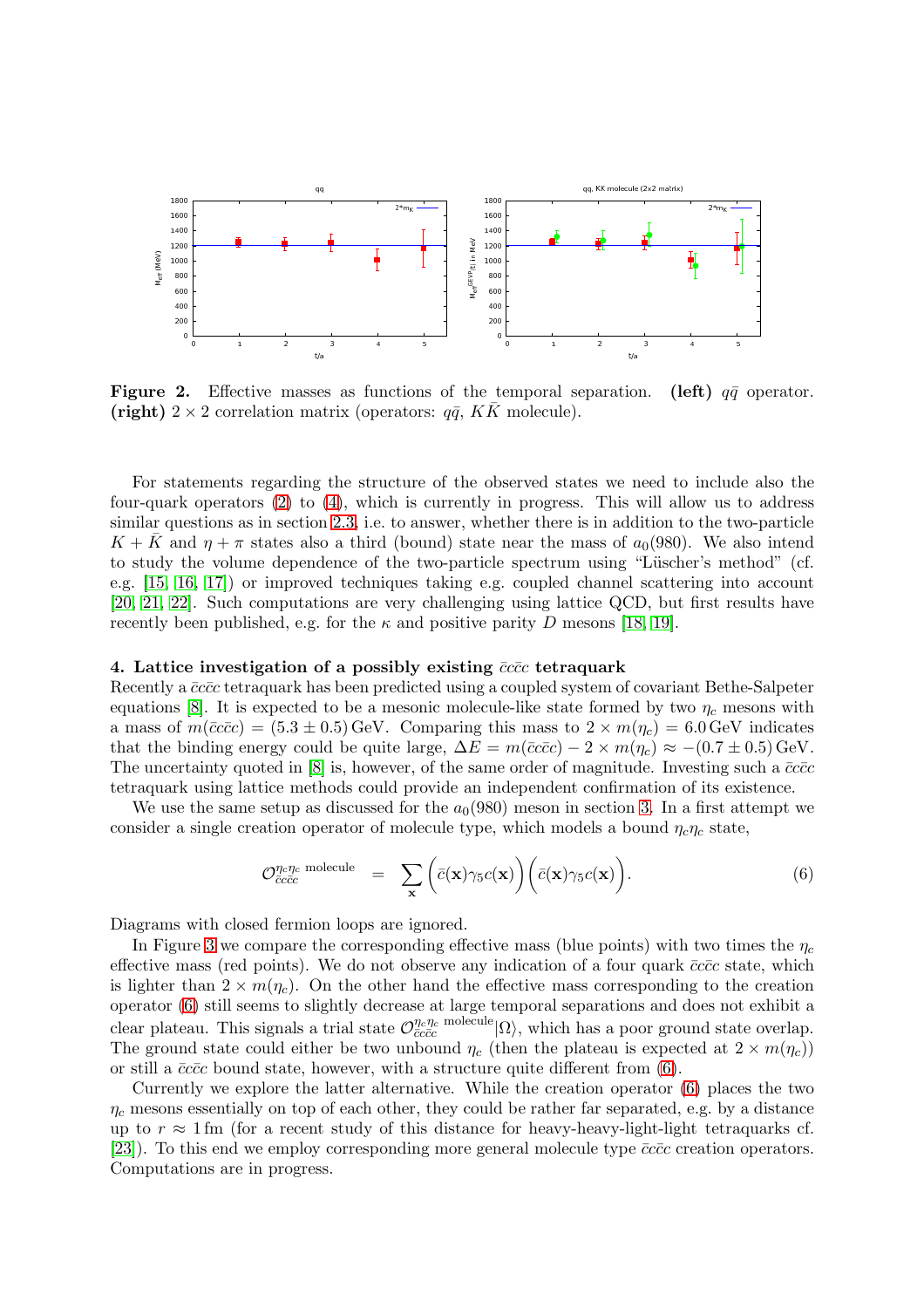**Figure 2.** Effective masses as functions of the temporal separation. **(left)** $q\bar{q}$ operator. **(right)** $2 \times 2$ correlation matrix (operators: $q\bar{q}$, $K\bar{K}$ molecule).

For statements regarding the structure of the observed states we need to include also the four-quark operators (2) to (4), which is currently in progress. This will allow us to address similar questions as in section 2.3, i.e. to answer, whether there is in addition to the two-particle $K + \bar{K}$ and $\eta + \pi$ states also a third (bound) state near the mass of $a_0(980)$. We also intend to study the volume dependence of the two-particle spectrum using "Lüscher's method" (cf. e.g. [15, 16, 17]) or improved techniques taking e.g. coupled channel scattering into account [20, 21, 22]. Such computations are very challenging using lattice QCD, but first results have recently been published, e.g. for the $\kappa$ and positive parity $D$ mesons [18, 19].

## 4. Lattice investigation of a possibly existing $\bar{c}c\bar{c}c$ tetraquark

Recently a $\bar{c}c\bar{c}c$ tetraquark has been predicted using a coupled system of covariant Bethe-Salpeter equations [8]. It is expected to be a mesonic molecule-like state formed by two $\eta_c$ mesons with a mass of $m(\bar{c}c\bar{c}c) = (5.3 \pm 0.5)\,\text{GeV}$. Comparing this mass to $2 \times m(\eta_c) = 6.0\,\text{GeV}$ indicates that the binding energy could be quite large, $\Delta E = m(\bar{c}c\bar{c}c) - 2 \times m(\eta_c) \approx -(0.7 \pm 0.5)\,\text{GeV}$. The uncertainty quoted in [8] is, however, of the same order of magnitude. Investing such a $\bar{c}c\bar{c}c$ tetraquark using lattice methods could provide an independent confirmation of its existence.

We use the same setup as discussed for the $a_0(980)$ meson in section 3. In a first attempt we consider a single creation operator of molecule type, which models a bound $\eta_c\eta_c$ state,

$$\mathcal{O}_{\bar{c}c\bar{c}c}^{\eta_c\eta_c \text{ molecule}} = \sum_{\mathbf{x}} \Big(\bar{c}(\mathbf{x})\gamma_5 c(\mathbf{x})\Big)\Big(\bar{c}(\mathbf{x})\gamma_5 c(\mathbf{x})\Big). \tag{6}$$

Diagrams with closed fermion loops are ignored.

In Figure 3 we compare the corresponding effective mass (blue points) with two times the $\eta_c$ effective mass (red points). We do not observe any indication of a four quark $\bar{c}c\bar{c}c$ state, which is lighter than $2 \times m(\eta_c)$. On the other hand the effective mass corresponding to the creation operator (6) still seems to slightly decrease at large temporal separations and does not exhibit a clear plateau. This signals a trial state $\mathcal{O}_{\bar{c}c\bar{c}c}^{\eta_c\eta_c \text{ molecule}}|\Omega\rangle$, which has a poor ground state overlap. The ground state could either be two unbound $\eta_c$ (then the plateau is expected at $2 \times m(\eta_c)$) or still a $\bar{c}c\bar{c}c$ bound state, however, with a structure quite different from (6).

Currently we explore the latter alternative. While the creation operator (6) places the two $\eta_c$ mesons essentially on top of each other, they could be rather far separated, e.g. by a distance up to $r \approx 1\,\text{fm}$ (for a recent study of this distance for heavy-heavy-light-light tetraquarks cf. [23]). To this end we employ corresponding more general molecule type $\bar{c}c\bar{c}c$ creation operators. Computations are in progress.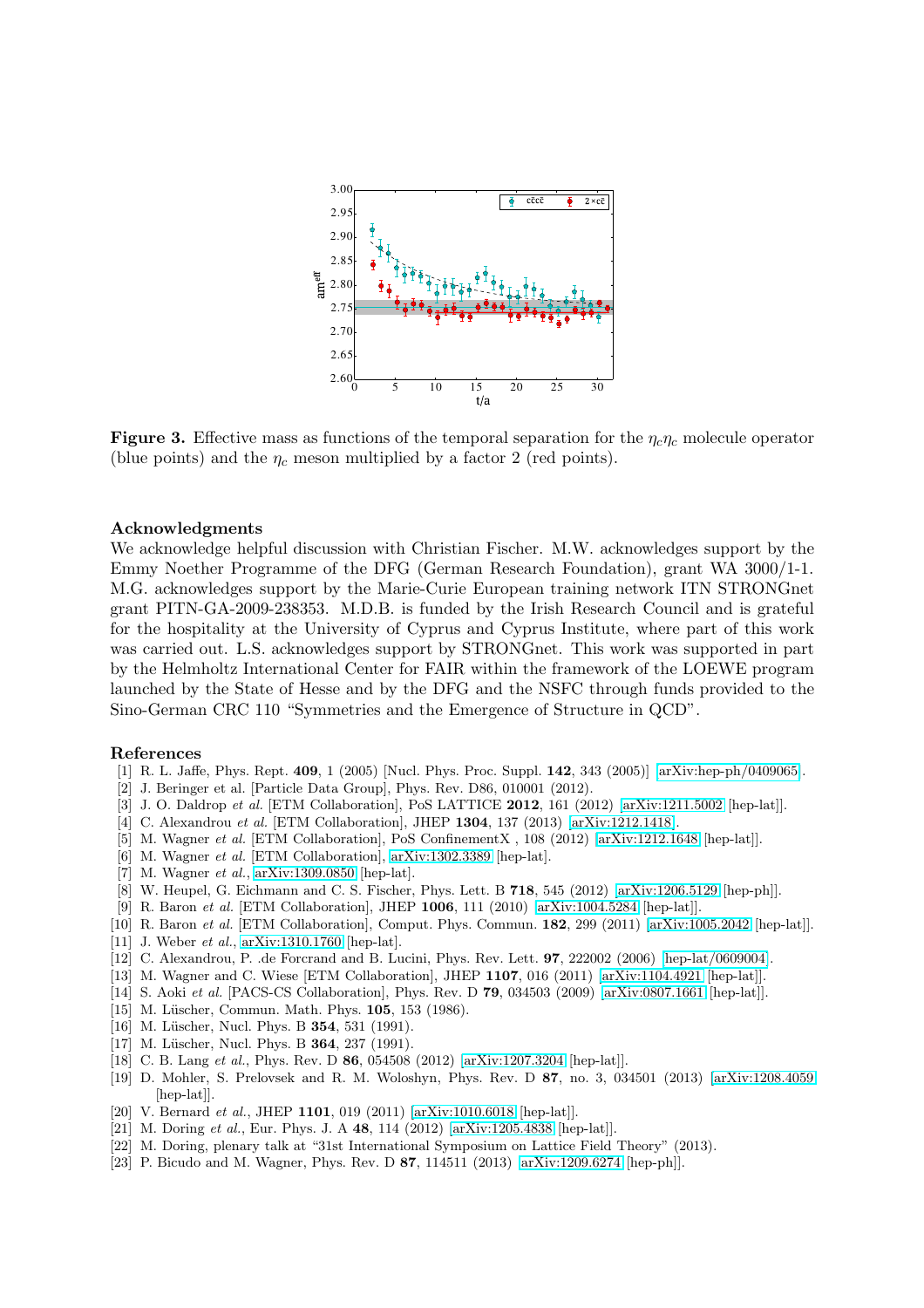3.00
2.95
2.90
2.85
2.80
2.75
2.70
2.65
2.60

am$^{\rm eff}$

0 5 10 15 20 25 30

t/a

$c\bar{c}c\bar{c}$

$2\times c\bar{c}$

**Figure 3.** Effective mass as functions of the temporal separation for the $\eta_c\eta_c$ molecule operator (blue points) and the $\eta_c$ meson multiplied by a factor 2 (red points).

## Acknowledgments

We acknowledge helpful discussion with Christian Fischer. M.W. acknowledges support by the Emmy Noether Programme of the DFG (German Research Foundation), grant WA 3000/1-1. M.G. acknowledges support by the Marie-Curie European training network ITN STRONGnet grant PITN-GA-2009-238353. M.D.B. is funded by the Irish Research Council and is grateful for the hospitality at the University of Cyprus and Cyprus Institute, where part of this work was carried out. L.S. acknowledges support by STRONGnet. This work was supported in part by the Helmholtz International Center for FAIR within the framework of the LOEWE program launched by the State of Hesse and by the DFG and the NSFC through funds provided to the Sino-German CRC 110 "Symmetries and the Emergence of Structure in QCD".

## References

[1] R. L. Jaffe, Phys. Rept. **409**, 1 (2005) [Nucl. Phys. Proc. Suppl. **142**, 343 (2005)] [arXiv:hep-ph/0409065].

[2] J. Beringer et al. [Particle Data Group], Phys. Rev. D86, 010001 (2012).

[3] J. O. Daldrop *et al.* [ETM Collaboration], PoS LATTICE **2012**, 161 (2012) [arXiv:1211.5002 [hep-lat]].

[4] C. Alexandrou *et al.* [ETM Collaboration], JHEP **1304**, 137 (2013) [arXiv:1212.1418].

[5] M. Wagner *et al.* [ETM Collaboration], PoS ConfinementX , 108 (2012) [arXiv:1212.1648 [hep-lat]].

[6] M. Wagner *et al.* [ETM Collaboration], arXiv:1302.3389 [hep-lat].

[7] M. Wagner *et al.*, arXiv:1309.0850 [hep-lat].

[8] W. Heupel, G. Eichmann and C. S. Fischer, Phys. Lett. B **718**, 545 (2012) [arXiv:1206.5129 [hep-ph]].

[9] R. Baron *et al.* [ETM Collaboration], JHEP **1006**, 111 (2010) [arXiv:1004.5284 [hep-lat]].

[10] R. Baron *et al.* [ETM Collaboration], Comput. Phys. Commun. **182**, 299 (2011) [arXiv:1005.2042 [hep-lat]].

[11] J. Weber *et al.*, arXiv:1310.1760 [hep-lat].

[12] C. Alexandrou, P. .de Forcrand and B. Lucini, Phys. Rev. Lett. **97**, 222002 (2006) [hep-lat/0609004].

[13] M. Wagner and C. Wiese [ETM Collaboration], JHEP **1107**, 016 (2011) [arXiv:1104.4921 [hep-lat]].

[14] S. Aoki *et al.* [PACS-CS Collaboration], Phys. Rev. D **79**, 034503 (2009) [arXiv:0807.1661 [hep-lat]].

[15] M. Lüscher, Commun. Math. Phys. **105**, 153 (1986).

[16] M. Lüscher, Nucl. Phys. B **354**, 531 (1991).

[17] M. Lüscher, Nucl. Phys. B **364**, 237 (1991).

[18] C. B. Lang *et al.*, Phys. Rev. D **86**, 054508 (2012) [arXiv:1207.3204 [hep-lat]].

[19] D. Mohler, S. Prelovsek and R. M. Woloshyn, Phys. Rev. D **87**, no. 3, 034501 (2013) [arXiv:1208.4059 [hep-lat]].

[20] V. Bernard *et al.*, JHEP **1101**, 019 (2011) [arXiv:1010.6018 [hep-lat]].

[21] M. Doring *et al.*, Eur. Phys. J. A **48**, 114 (2012) [arXiv:1205.4838 [hep-lat]].

[22] M. Doring, plenary talk at "31st International Symposium on Lattice Field Theory" (2013).

[23] P. Bicudo and M. Wagner, Phys. Rev. D **87**, 114511 (2013) [arXiv:1209.6274 [hep-ph]].